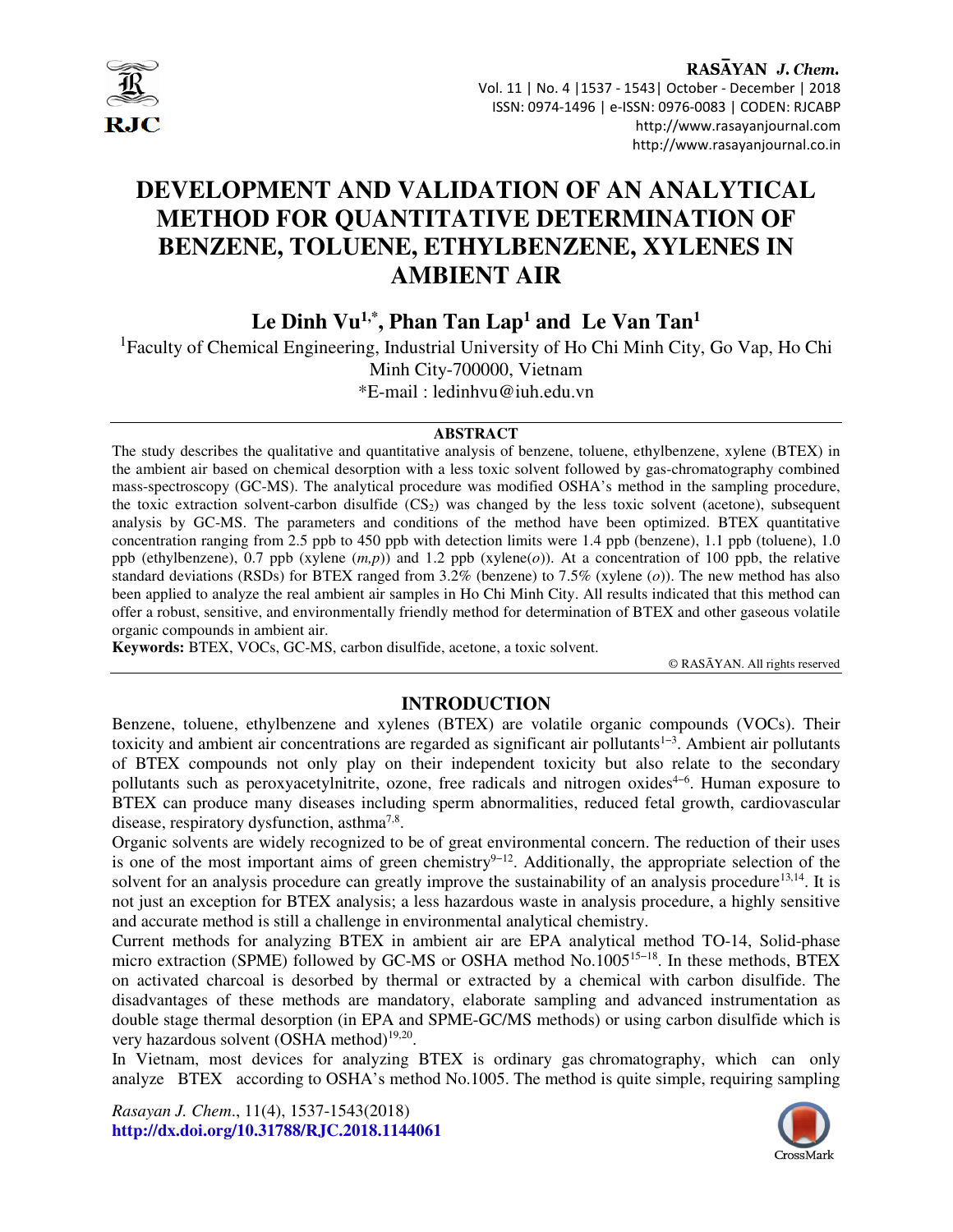# DEVELOPMENT AND VALIDATION OF AN ANALYTICAL METHOD FOR QUANTITATIVE DETERMINATION OF BENZENE, TOLUENE, ETHYLBENZENE, XYLENES IN AMBIENT AIR

**Le Dinh Vu[1,*], Phan Tan Lap[1] and Le Van Tan[1]**

[1]Faculty of Chemical Engineering, Industrial University of Ho Chi Minh City, Go Vap, Ho Chi Minh City-700000, Vietnam

*E-mail : ledinhvu@iuh.edu.vn

## ABSTRACT

The study describes the qualitative and quantitative analysis of benzene, toluene, ethylbenzene, xylene (BTEX) in the ambient air based on chemical desorption with a less toxic solvent followed by gas-chromatography combined mass-spectroscopy (GC-MS). The analytical procedure was modified OSHA's method in the sampling procedure, the toxic extraction solvent-carbon disulfide ($CS_2$) was changed by the less toxic solvent (acetone), subsequent analysis by GC-MS. The parameters and conditions of the method have been optimized. BTEX quantitative concentration ranging from 2.5 ppb to 450 ppb with detection limits were 1.4 ppb (benzene), 1.1 ppb (toluene), 1.0 ppb (ethylbenzene), 0.7 ppb (xylene (*m,p*)) and 1.2 ppb (xylene(*o*)). At a concentration of 100 ppb, the relative standard deviations (RSDs) for BTEX ranged from 3.2% (benzene) to 7.5% (xylene (*o*)). The new method has also been applied to analyze the real ambient air samples in Ho Chi Minh City. All results indicated that this method can offer a robust, sensitive, and environmentally friendly method for determination of BTEX and other gaseous volatile organic compounds in ambient air.

**Keywords:** BTEX, VOCs, GC-MS, carbon disulfide, acetone, a toxic solvent.

© RASĀYAN. All rights reserved

## INTRODUCTION

Benzene, toluene, ethylbenzene and xylenes (BTEX) are volatile organic compounds (VOCs). Their toxicity and ambient air concentrations are regarded as significant air pollutants[1−3]. Ambient air pollutants of BTEX compounds not only play on their independent toxicity but also relate to the secondary pollutants such as peroxyacetylnitrite, ozone, free radicals and nitrogen oxides[4−6]. Human exposure to BTEX can produce many diseases including sperm abnormalities, reduced fetal growth, cardiovascular disease, respiratory dysfunction, asthma[7,8].

Organic solvents are widely recognized to be of great environmental concern. The reduction of their uses is one of the most important aims of green chemistry[9−12]. Additionally, the appropriate selection of the solvent for an analysis procedure can greatly improve the sustainability of an analysis procedure[13,14]. It is not just an exception for BTEX analysis; a less hazardous waste in analysis procedure, a highly sensitive and accurate method is still a challenge in environmental analytical chemistry.

Current methods for analyzing BTEX in ambient air are EPA analytical method TO-14, Solid-phase micro extraction (SPME) followed by GC-MS or OSHA method No.1005[15−18]. In these methods, BTEX on activated charcoal is desorbed by thermal or extracted by a chemical with carbon disulfide. The disadvantages of these methods are mandatory, elaborate sampling and advanced instrumentation as double stage thermal desorption (in EPA and SPME-GC/MS methods) or using carbon disulfide which is very hazardous solvent (OSHA method)[19,20].

In Vietnam, most devices for analyzing BTEX is ordinary gas chromatography, which can only analyze BTEX according to OSHA's method No.1005. The method is quite simple, requiring sampling

*Rasayan J. Chem.*, 11(4), 1537-1543(2018)
http://dx.doi.org/10.31788/RJC.2018.1144061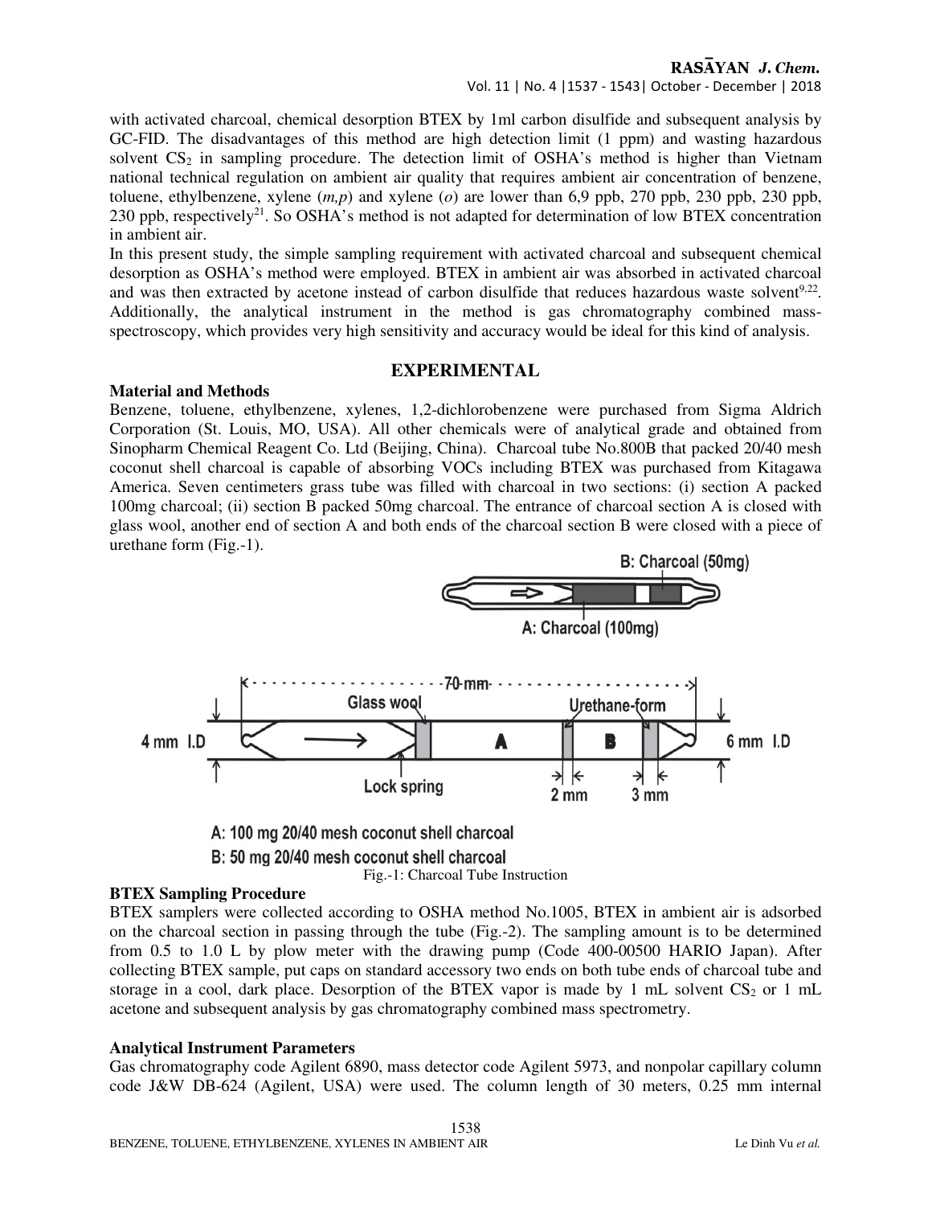with activated charcoal, chemical desorption BTEX by 1ml carbon disulfide and subsequent analysis by GC-FID. The disadvantages of this method are high detection limit (1 ppm) and wasting hazardous solvent $CS_2$ in sampling procedure. The detection limit of OSHA's method is higher than Vietnam national technical regulation on ambient air quality that requires ambient air concentration of benzene, toluene, ethylbenzene, xylene (*m,p*) and xylene (*o*) are lower than 6,9 ppb, 270 ppb, 230 ppb, 230 ppb, 230 ppb, respectively[21]. So OSHA's method is not adapted for determination of low BTEX concentration in ambient air.

In this present study, the simple sampling requirement with activated charcoal and subsequent chemical desorption as OSHA's method were employed. BTEX in ambient air was absorbed in activated charcoal and was then extracted by acetone instead of carbon disulfide that reduces hazardous waste solvent[9,22]. Additionally, the analytical instrument in the method is gas chromatography combined mass-spectroscopy, which provides very high sensitivity and accuracy would be ideal for this kind of analysis.

## EXPERIMENTAL

### Material and Methods

Benzene, toluene, ethylbenzene, xylenes, 1,2-dichlorobenzene were purchased from Sigma Aldrich Corporation (St. Louis, MO, USA). All other chemicals were of analytical grade and obtained from Sinopharm Chemical Reagent Co. Ltd (Beijing, China). Charcoal tube No.800B that packed 20/40 mesh coconut shell charcoal is capable of absorbing VOCs including BTEX was purchased from Kitagawa America. Seven centimeters grass tube was filled with charcoal in two sections: (i) section A packed 100mg charcoal; (ii) section B packed 50mg charcoal. The entrance of charcoal section A is closed with glass wool, another end of section A and both ends of the charcoal section B were closed with a piece of urethane form (Fig.-1).

B: Charcoal (50mg)

A: Charcoal (100mg)

70 mm, Glass wool, Urethane-form, 4 mm I.D, A, B, 6 mm I.D, Lock spring, 2 mm, 3 mm

A: 100 mg 20/40 mesh coconut shell charcoal

B: 50 mg 20/40 mesh coconut shell charcoal

Fig.-1: Charcoal Tube Instruction

### BTEX Sampling Procedure

BTEX samplers were collected according to OSHA method No.1005, BTEX in ambient air is adsorbed on the charcoal section in passing through the tube (Fig.-2). The sampling amount is to be determined from 0.5 to 1.0 L by plow meter with the drawing pump (Code 400-00500 HARIO Japan). After collecting BTEX sample, put caps on standard accessory two ends on both tube ends of charcoal tube and storage in a cool, dark place. Desorption of the BTEX vapor is made by 1 mL solvent $CS_2$ or 1 mL acetone and subsequent analysis by gas chromatography combined mass spectrometry.

### Analytical Instrument Parameters

Gas chromatography code Agilent 6890, mass detector code Agilent 5973, and nonpolar capillary column code J&W DB-624 (Agilent, USA) were used. The column length of 30 meters, 0.25 mm internal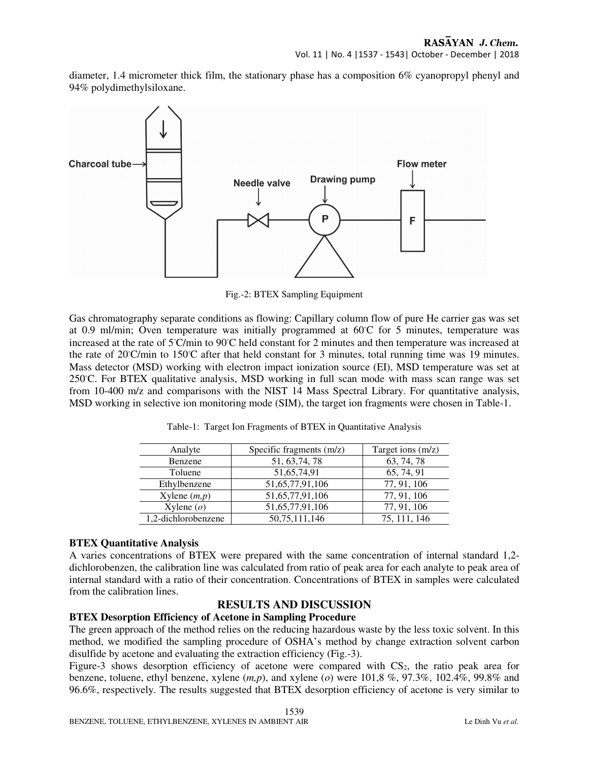diameter, 1.4 micrometer thick film, the stationary phase has a composition 6% cyanopropyl phenyl and 94% polydimethylsiloxane.

Fig.-2: BTEX Sampling Equipment

Gas chromatography separate conditions as flowing: Capillary column flow of pure He carrier gas was set at 0.9 ml/min; Oven temperature was initially programmed at 60°C for 5 minutes, temperature was increased at the rate of 5°C/min to 90°C held constant for 2 minutes and then temperature was increased at the rate of 20°C/min to 150°C after that held constant for 3 minutes, total running time was 19 minutes. Mass detector (MSD) working with electron impact ionization source (EI), MSD temperature was set at 250°C. For BTEX qualitative analysis, MSD working in full scan mode with mass scan range was set from 10-400 m/z and comparisons with the NIST 14 Mass Spectral Library. For quantitative analysis, MSD working in selective ion monitoring mode (SIM), the target ion fragments were chosen in Table-1.

Table-1: Target Ion Fragments of BTEX in Quantitative Analysis

| Analyte | Specific fragments (m/z) | Target ions (m/z) |
|---|---|---|
| Benzene | 51, 63,74, 78 | 63, 74, 78 |
| Toluene | 51,65,74,91 | 65, 74, 91 |
| Ethylbenzene | 51,65,77,91,106 | 77, 91, 106 |
| Xylene (*m,p*) | 51,65,77,91,106 | 77, 91, 106 |
| Xylene (*o*) | 51,65,77,91,106 | 77, 91, 106 |
| 1,2-dichlorobenzene | 50,75,111,146 | 75, 111, 146 |

**BTEX Quantitative Analysis**

A varies concentrations of BTEX were prepared with the same concentration of internal standard 1,2-dichlorobenzen, the calibration line was calculated from ratio of peak area for each analyte to peak area of internal standard with a ratio of their concentration. Concentrations of BTEX in samples were calculated from the calibration lines.

## RESULTS AND DISCUSSION

**BTEX Desorption Efficiency of Acetone in Sampling Procedure**

The green approach of the method relies on the reducing hazardous waste by the less toxic solvent. In this method, we modified the sampling procedure of OSHA's method by change extraction solvent carbon disulfide by acetone and evaluating the extraction efficiency (Fig.-3).

Figure-3 shows desorption efficiency of acetone were compared with $CS_2$, the ratio peak area for benzene, toluene, ethyl benzene, xylene (*m,p*), and xylene (*o*) were 101,8 %, 97.3%, 102.4%, 99.8% and 96.6%, respectively. The results suggested that BTEX desorption efficiency of acetone is very similar to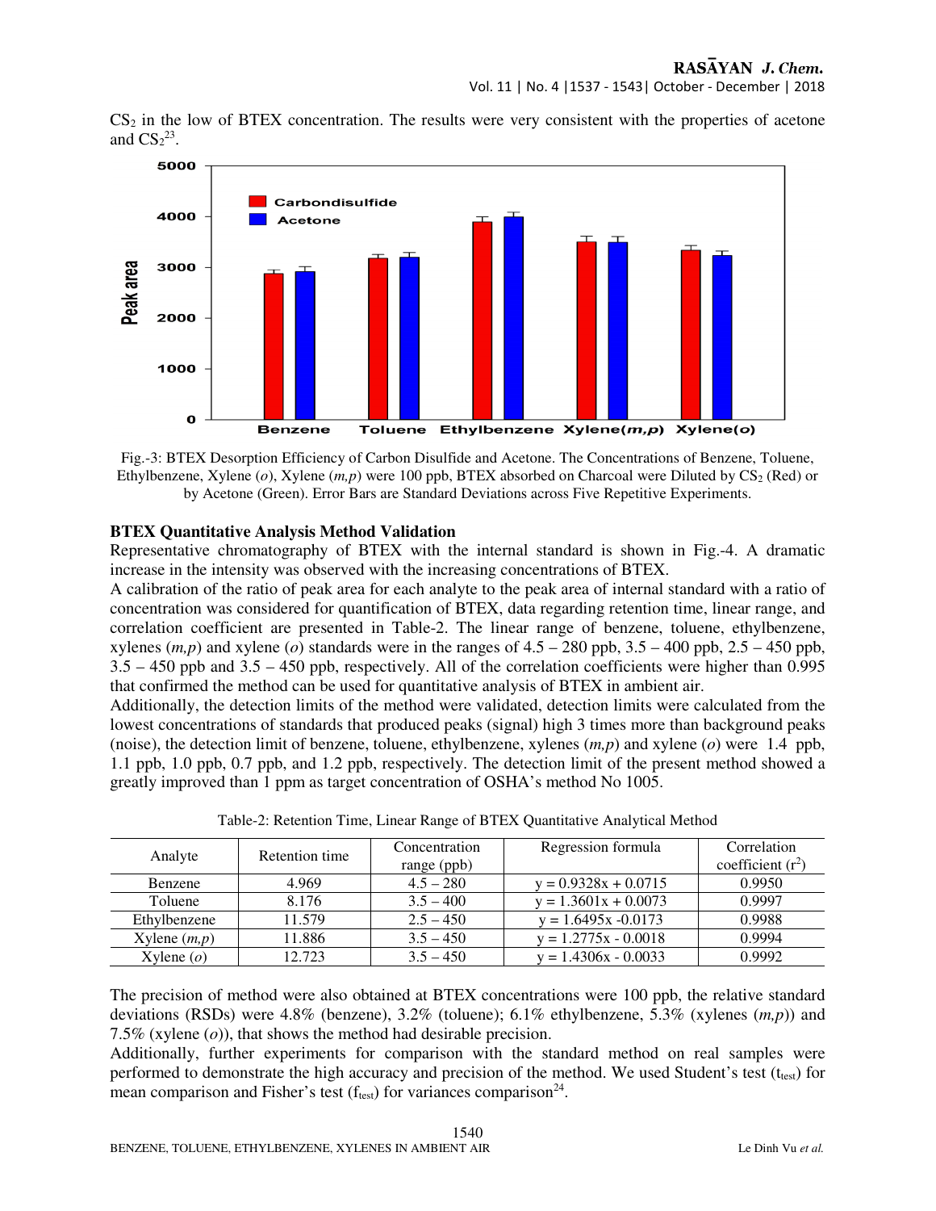$CS_2$ in the low of BTEX concentration. The results were very consistent with the properties of acetone and $CS_2$[23].

Fig.-3: BTEX Desorption Efficiency of Carbon Disulfide and Acetone. The Concentrations of Benzene, Toluene, Ethylbenzene, Xylene (*o*), Xylene (*m,p*) were 100 ppb, BTEX absorbed on Charcoal were Diluted by $CS_2$ (Red) or by Acetone (Green). Error Bars are Standard Deviations across Five Repetitive Experiments.

**BTEX Quantitative Analysis Method Validation**

Representative chromatography of BTEX with the internal standard is shown in Fig.-4. A dramatic increase in the intensity was observed with the increasing concentrations of BTEX.

A calibration of the ratio of peak area for each analyte to the peak area of internal standard with a ratio of concentration was considered for quantification of BTEX, data regarding retention time, linear range, and correlation coefficient are presented in Table-2. The linear range of benzene, toluene, ethylbenzene, xylenes (*m,p*) and xylene (*o*) standards were in the ranges of 4.5 – 280 ppb, 3.5 – 400 ppb, 2.5 – 450 ppb, 3.5 – 450 ppb and 3.5 – 450 ppb, respectively. All of the correlation coefficients were higher than 0.995 that confirmed the method can be used for quantitative analysis of BTEX in ambient air.

Additionally, the detection limits of the method were validated, detection limits were calculated from the lowest concentrations of standards that produced peaks (signal) high 3 times more than background peaks (noise), the detection limit of benzene, toluene, ethylbenzene, xylenes (*m,p*) and xylene (*o*) were 1.4 ppb, 1.1 ppb, 1.0 ppb, 0.7 ppb, and 1.2 ppb, respectively. The detection limit of the present method showed a greatly improved than 1 ppm as target concentration of OSHA's method No 1005.

Table-2: Retention Time, Linear Range of BTEX Quantitative Analytical Method

| Analyte | Retention time | Concentration range (ppb) | Regression formula | Correlation coefficient ($r^2$) |
|---|---|---|---|---|
| Benzene | 4.969 | 4.5 – 280 | $y = 0.9328x + 0.0715$ | 0.9950 |
| Toluene | 8.176 | 3.5 – 400 | $y = 1.3601x + 0.0073$ | 0.9997 |
| Ethylbenzene | 11.579 | 2.5 – 450 | $y = 1.6495x - 0.0173$ | 0.9988 |
| Xylene (*m,p*) | 11.886 | 3.5 – 450 | $y = 1.2775x - 0.0018$ | 0.9994 |
| Xylene (*o*) | 12.723 | 3.5 – 450 | $y = 1.4306x - 0.0033$ | 0.9992 |

The precision of method were also obtained at BTEX concentrations were 100 ppb, the relative standard deviations (RSDs) were 4.8% (benzene), 3.2% (toluene); 6.1% ethylbenzene, 5.3% (xylenes (*m,p*)) and 7.5% (xylene (*o*)), that shows the method had desirable precision.

Additionally, further experiments for comparison with the standard method on real samples were performed to demonstrate the high accuracy and precision of the method. We used Student's test ($t_{test}$) for mean comparison and Fisher's test ($f_{test}$) for variances comparison[24].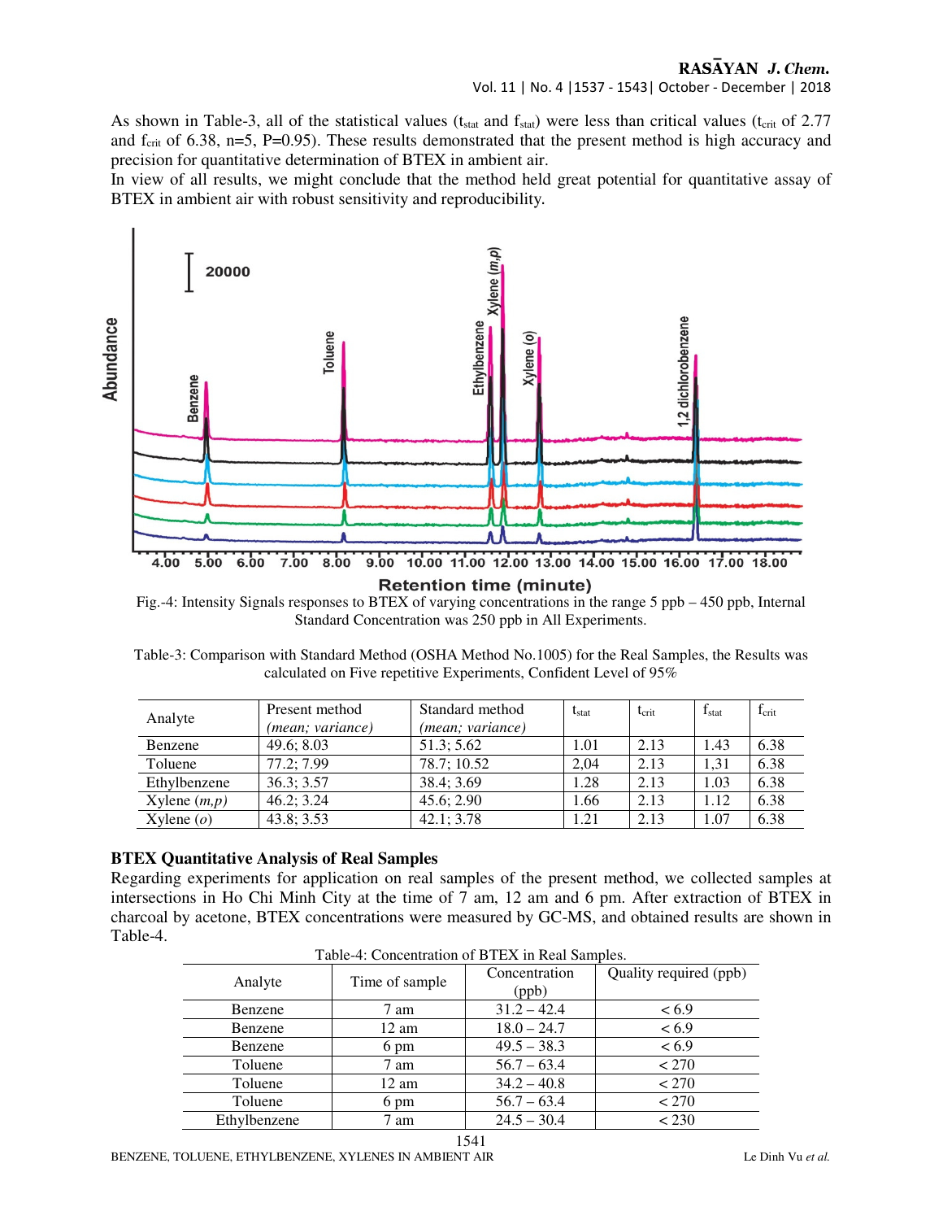As shown in Table-3, all of the statistical values ($t_{stat}$ and $f_{stat}$) were less than critical values ($t_{crit}$ of 2.77 and $f_{crit}$ of 6.38, n=5, P=0.95). These results demonstrated that the present method is high accuracy and precision for quantitative determination of BTEX in ambient air.

In view of all results, we might conclude that the method held great potential for quantitative assay of BTEX in ambient air with robust sensitivity and reproducibility.

Fig.-4: Intensity Signals responses to BTEX of varying concentrations in the range 5 ppb – 450 ppb, Internal Standard Concentration was 250 ppb in All Experiments.

Table-3: Comparison with Standard Method (OSHA Method No.1005) for the Real Samples, the Results was calculated on Five repetitive Experiments, Confident Level of 95%

| Analyte | Present method *(mean; variance)* | Standard method *(mean; variance)* | $t_{stat}$ | $t_{crit}$ | $f_{stat}$ | $f_{crit}$ |
|---|---|---|---|---|---|---|
| Benzene | 49.6; 8.03 | 51.3; 5.62 | 1.01 | 2.13 | 1.43 | 6.38 |
| Toluene | 77.2; 7.99 | 78.7; 10.52 | 2,04 | 2.13 | 1,31 | 6.38 |
| Ethylbenzene | 36.3; 3.57 | 38.4; 3.69 | 1.28 | 2.13 | 1.03 | 6.38 |
| Xylene (*m,p*) | 46.2; 3.24 | 45.6; 2.90 | 1.66 | 2.13 | 1.12 | 6.38 |
| Xylene (*o*) | 43.8; 3.53 | 42.1; 3.78 | 1.21 | 2.13 | 1.07 | 6.38 |

**BTEX Quantitative Analysis of Real Samples**

Regarding experiments for application on real samples of the present method, we collected samples at intersections in Ho Chi Minh City at the time of 7 am, 12 am and 6 pm. After extraction of BTEX in charcoal by acetone, BTEX concentrations were measured by GC-MS, and obtained results are shown in Table-4.

Table-4: Concentration of BTEX in Real Samples.

| Analyte | Time of sample | Concentration (ppb) | Quality required (ppb) |
|---|---|---|---|
| Benzene | 7 am | 31.2 – 42.4 | < 6.9 |
| Benzene | 12 am | 18.0 – 24.7 | < 6.9 |
| Benzene | 6 pm | 49.5 – 38.3 | < 6.9 |
| Toluene | 7 am | 56.7 – 63.4 | < 270 |
| Toluene | 12 am | 34.2 – 40.8 | < 270 |
| Toluene | 6 pm | 56.7 – 63.4 | < 270 |
| Ethylbenzene | 7 am | 24.5 – 30.4 | < 230 |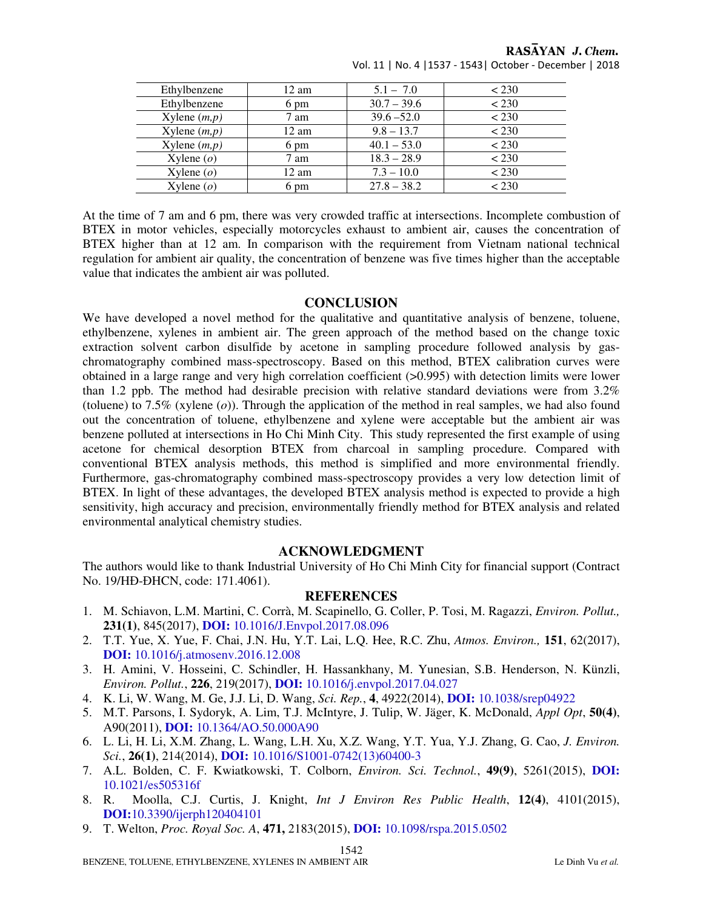| Ethylbenzene | 12 am | 5.1 – 7.0 | < 230 |
|---|---|---|---|
| Ethylbenzene | 6 pm | 30.7 – 39.6 | < 230 |
| Xylene (*m,p*) | 7 am | 39.6 –52.0 | < 230 |
| Xylene (*m,p*) | 12 am | 9.8 – 13.7 | < 230 |
| Xylene (*m,p*) | 6 pm | 40.1 – 53.0 | < 230 |
| Xylene (*o*) | 7 am | 18.3 – 28.9 | < 230 |
| Xylene (*o*) | 12 am | 7.3 – 10.0 | < 230 |
| Xylene (*o*) | 6 pm | 27.8 – 38.2 | < 230 |

At the time of 7 am and 6 pm, there was very crowded traffic at intersections. Incomplete combustion of BTEX in motor vehicles, especially motorcycles exhaust to ambient air, causes the concentration of BTEX higher than at 12 am. In comparison with the requirement from Vietnam national technical regulation for ambient air quality, the concentration of benzene was five times higher than the acceptable value that indicates the ambient air was polluted.

## CONCLUSION

We have developed a novel method for the qualitative and quantitative analysis of benzene, toluene, ethylbenzene, xylenes in ambient air. The green approach of the method based on the change toxic extraction solvent carbon disulfide by acetone in sampling procedure followed analysis by gas-chromatography combined mass-spectroscopy. Based on this method, BTEX calibration curves were obtained in a large range and very high correlation coefficient (>0.995) with detection limits were lower than 1.2 ppb. The method had desirable precision with relative standard deviations were from 3.2% (toluene) to 7.5% (xylene (*o*)). Through the application of the method in real samples, we had also found out the concentration of toluene, ethylbenzene and xylene were acceptable but the ambient air was benzene polluted at intersections in Ho Chi Minh City. This study represented the first example of using acetone for chemical desorption BTEX from charcoal in sampling procedure. Compared with conventional BTEX analysis methods, this method is simplified and more environmental friendly. Furthermore, gas-chromatography combined mass-spectroscopy provides a very low detection limit of BTEX. In light of these advantages, the developed BTEX analysis method is expected to provide a high sensitivity, high accuracy and precision, environmentally friendly method for BTEX analysis and related environmental analytical chemistry studies.

## ACKNOWLEDGMENT

The authors would like to thank Industrial University of Ho Chi Minh City for financial support (Contract No. 19/HĐ-ĐHCN, code: 171.4061).

## REFERENCES

1. M. Schiavon, L.M. Martini, C. Corrà, M. Scapinello, G. Coller, P. Tosi, M. Ragazzi, *Environ. Pollut.,* **231(1)**, 845(2017), **DOI:** 10.1016/J.Envpol.2017.08.096
2. T.T. Yue, X. Yue, F. Chai, J.N. Hu, Y.T. Lai, L.Q. Hee, R.C. Zhu, *Atmos. Environ.,* **151**, 62(2017), **DOI:** 10.1016/j.atmosenv.2016.12.008
3. H. Amini, V. Hosseini, C. Schindler, H. Hassankhany, M. Yunesian, S.B. Henderson, N. Künzli, *Environ. Pollut.*, **226**, 219(2017), **DOI:** 10.1016/j.envpol.2017.04.027
4. K. Li, W. Wang, M. Ge, J.J. Li, D. Wang, *Sci. Rep.*, **4**, 4922(2014), **DOI:** 10.1038/srep04922
5. M.T. Parsons, I. Sydoryk, A. Lim, T.J. McIntyre, J. Tulip, W. Jäger, K. McDonald, *Appl Opt*, **50(4)**, A90(2011), **DOI:** 10.1364/AO.50.000A90
6. L. Li, H. Li, X.M. Zhang, L. Wang, L.H. Xu, X.Z. Wang, Y.T. Yua, Y.J. Zhang, G. Cao, *J. Environ. Sci.*, **26(1)**, 214(2014), **DOI:** 10.1016/S1001-0742(13)60400-3
7. A.L. Bolden, C. F. Kwiatkowski, T. Colborn, *Environ. Sci. Technol.*, **49(9)**, 5261(2015), **DOI:** 10.1021/es505316f
8. R. Moolla, C.J. Curtis, J. Knight, *Int J Environ Res Public Health*, **12(4)**, 4101(2015), **DOI:**10.3390/ijerph120404101
9. T. Welton, *Proc. Royal Soc. A*, **471,** 2183(2015), **DOI:** 10.1098/rspa.2015.0502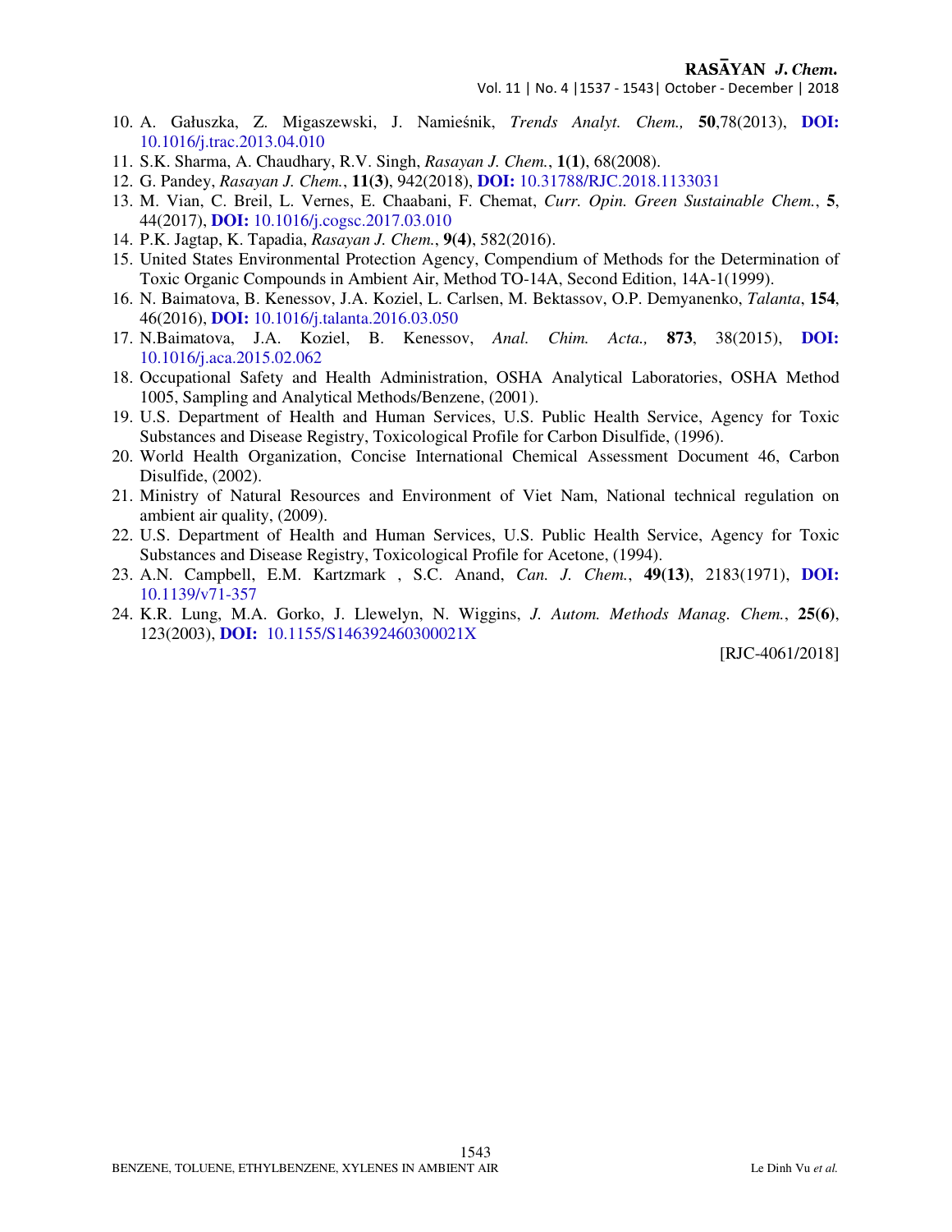10. A. Gałuszka, Z. Migaszewski, J. Namieśnik, *Trends Analyt. Chem.,* **50**,78(2013), **DOI:** 10.1016/j.trac.2013.04.010
11. S.K. Sharma, A. Chaudhary, R.V. Singh, *Rasayan J. Chem.*, **1(1)**, 68(2008).
12. G. Pandey, *Rasayan J. Chem.*, **11(3)**, 942(2018), **DOI:** 10.31788/RJC.2018.1133031
13. M. Vian, C. Breil, L. Vernes, E. Chaabani, F. Chemat, *Curr. Opin. Green Sustainable Chem.*, **5**, 44(2017), **DOI:** 10.1016/j.cogsc.2017.03.010
14. P.K. Jagtap, K. Tapadia, *Rasayan J. Chem.*, **9(4)**, 582(2016).
15. United States Environmental Protection Agency, Compendium of Methods for the Determination of Toxic Organic Compounds in Ambient Air, Method TO-14A, Second Edition, 14A-1(1999).
16. N. Baimatova, B. Kenessov, J.A. Koziel, L. Carlsen, M. Bektassov, O.P. Demyanenko, *Talanta*, **154**, 46(2016), **DOI:** 10.1016/j.talanta.2016.03.050
17. N.Baimatova, J.A. Koziel, B. Kenessov, *Anal. Chim. Acta.,* **873**, 38(2015), **DOI:** 10.1016/j.aca.2015.02.062
18. Occupational Safety and Health Administration, OSHA Analytical Laboratories, OSHA Method 1005, Sampling and Analytical Methods/Benzene, (2001).
19. U.S. Department of Health and Human Services, U.S. Public Health Service, Agency for Toxic Substances and Disease Registry, Toxicological Profile for Carbon Disulfide, (1996).
20. World Health Organization, Concise International Chemical Assessment Document 46, Carbon Disulfide, (2002).
21. Ministry of Natural Resources and Environment of Viet Nam, National technical regulation on ambient air quality, (2009).
22. U.S. Department of Health and Human Services, U.S. Public Health Service, Agency for Toxic Substances and Disease Registry, Toxicological Profile for Acetone, (1994).
23. A.N. Campbell, E.M. Kartzmark , S.C. Anand, *Can. J. Chem.*, **49(13)**, 2183(1971), **DOI:** 10.1139/v71-357
24. K.R. Lung, M.A. Gorko, J. Llewelyn, N. Wiggins, *J. Autom. Methods Manag. Chem.*, **25(6)**, 123(2003), **DOI:** 10.1155/S146392460300021X

[RJC-4061/2018]